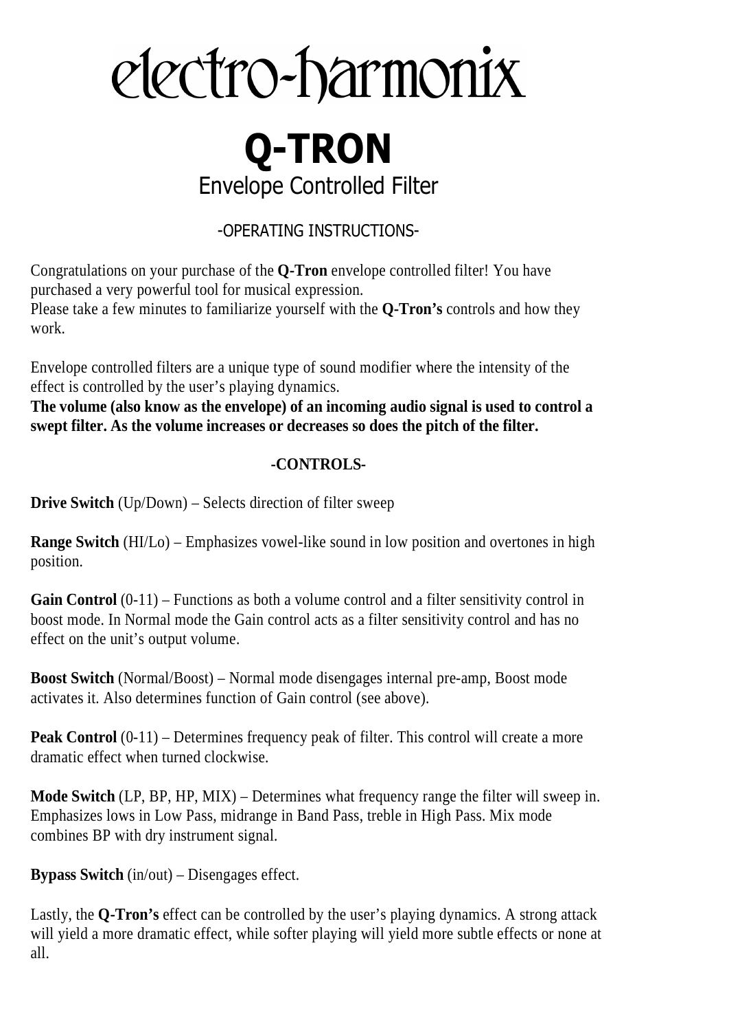# electro-harmonix

# Q-TRON

## Envelope Controlled Filter

### -OPERATING INSTRUCTIONS-

Congratulations on your purchase of the **Q-Tron** envelope controlled filter! You have purchased a very powerful tool for musical expression.
Please take a few minutes to familiarize yourself with the **Q-Tron's** controls and how they work.

Envelope controlled filters are a unique type of sound modifier where the intensity of the effect is controlled by the user's playing dynamics.
**The volume (also know as the envelope) of an incoming audio signal is used to control a swept filter. As the volume increases or decreases so does the pitch of the filter.**

### -CONTROLS-

**Drive Switch** (Up/Down) – Selects direction of filter sweep

**Range Switch** (HI/Lo) – Emphasizes vowel-like sound in low position and overtones in high position.

**Gain Control** (0-11) – Functions as both a volume control and a filter sensitivity control in boost mode. In Normal mode the Gain control acts as a filter sensitivity control and has no effect on the unit's output volume.

**Boost Switch** (Normal/Boost) – Normal mode disengages internal pre-amp, Boost mode activates it. Also determines function of Gain control (see above).

**Peak Control** (0-11) – Determines frequency peak of filter. This control will create a more dramatic effect when turned clockwise.

**Mode Switch** (LP, BP, HP, MIX) – Determines what frequency range the filter will sweep in. Emphasizes lows in Low Pass, midrange in Band Pass, treble in High Pass. Mix mode combines BP with dry instrument signal.

**Bypass Switch** (in/out) – Disengages effect.

Lastly, the **Q-Tron's** effect can be controlled by the user's playing dynamics. A strong attack will yield a more dramatic effect, while softer playing will yield more subtle effects or none at all.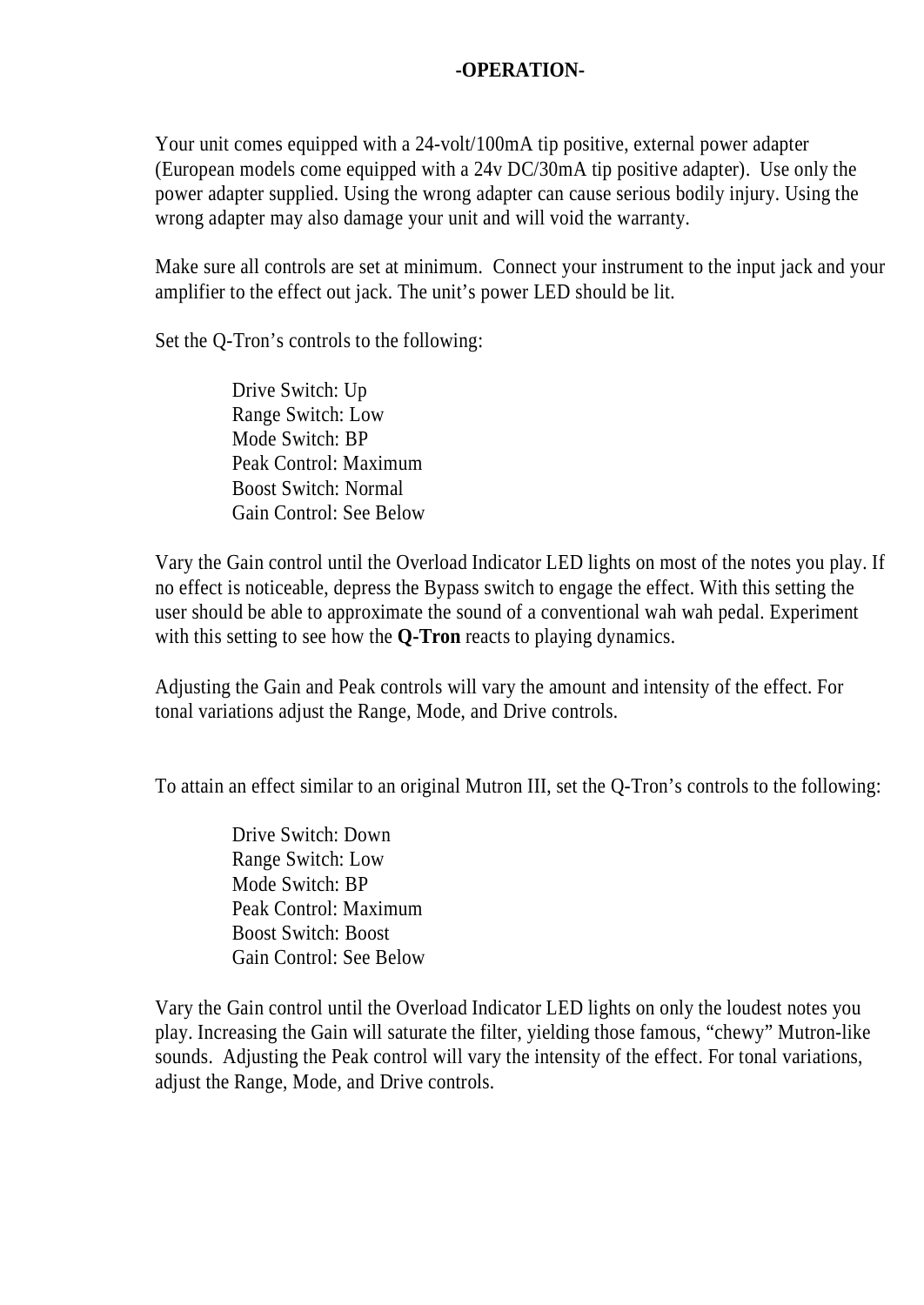# -OPERATION-

Your unit comes equipped with a 24-volt/100mA tip positive, external power adapter (European models come equipped with a 24v DC/30mA tip positive adapter). Use only the power adapter supplied. Using the wrong adapter can cause serious bodily injury. Using the wrong adapter may also damage your unit and will void the warranty.

Make sure all controls are set at minimum. Connect your instrument to the input jack and your amplifier to the effect out jack. The unit's power LED should be lit.

Set the Q-Tron's controls to the following:

Drive Switch: Up
Range Switch: Low
Mode Switch: BP
Peak Control: Maximum
Boost Switch: Normal
Gain Control: See Below

Vary the Gain control until the Overload Indicator LED lights on most of the notes you play. If no effect is noticeable, depress the Bypass switch to engage the effect. With this setting the user should be able to approximate the sound of a conventional wah wah pedal. Experiment with this setting to see how the **Q-Tron** reacts to playing dynamics.

Adjusting the Gain and Peak controls will vary the amount and intensity of the effect. For tonal variations adjust the Range, Mode, and Drive controls.

To attain an effect similar to an original Mutron III, set the Q-Tron's controls to the following:

Drive Switch: Down
Range Switch: Low
Mode Switch: BP
Peak Control: Maximum
Boost Switch: Boost
Gain Control: See Below

Vary the Gain control until the Overload Indicator LED lights on only the loudest notes you play. Increasing the Gain will saturate the filter, yielding those famous, "chewy" Mutron-like sounds. Adjusting the Peak control will vary the intensity of the effect. For tonal variations, adjust the Range, Mode, and Drive controls.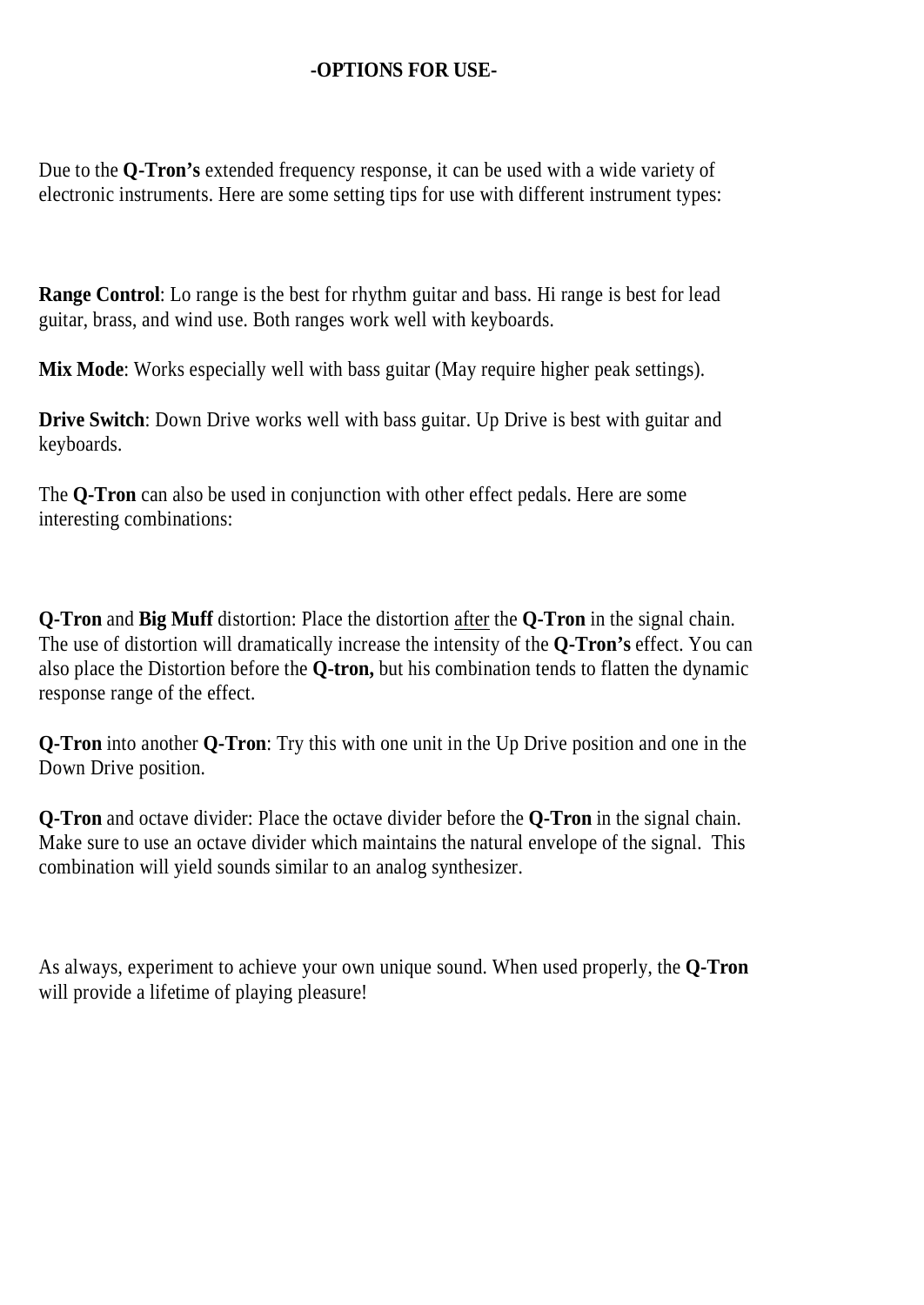## -OPTIONS FOR USE-

Due to the **Q-Tron's** extended frequency response, it can be used with a wide variety of electronic instruments. Here are some setting tips for use with different instrument types:

**Range Control**: Lo range is the best for rhythm guitar and bass. Hi range is best for lead guitar, brass, and wind use. Both ranges work well with keyboards.

**Mix Mode**: Works especially well with bass guitar (May require higher peak settings).

**Drive Switch**: Down Drive works well with bass guitar. Up Drive is best with guitar and keyboards.

The **Q-Tron** can also be used in conjunction with other effect pedals. Here are some interesting combinations:

**Q-Tron** and **Big Muff** distortion: Place the distortion <u>after</u> the **Q-Tron** in the signal chain. The use of distortion will dramatically increase the intensity of the **Q-Tron's** effect. You can also place the Distortion before the **Q-tron,** but his combination tends to flatten the dynamic response range of the effect.

**Q-Tron** into another **Q-Tron**: Try this with one unit in the Up Drive position and one in the Down Drive position.

**Q-Tron** and octave divider: Place the octave divider before the **Q-Tron** in the signal chain. Make sure to use an octave divider which maintains the natural envelope of the signal. This combination will yield sounds similar to an analog synthesizer.

As always, experiment to achieve your own unique sound. When used properly, the **Q-Tron** will provide a lifetime of playing pleasure!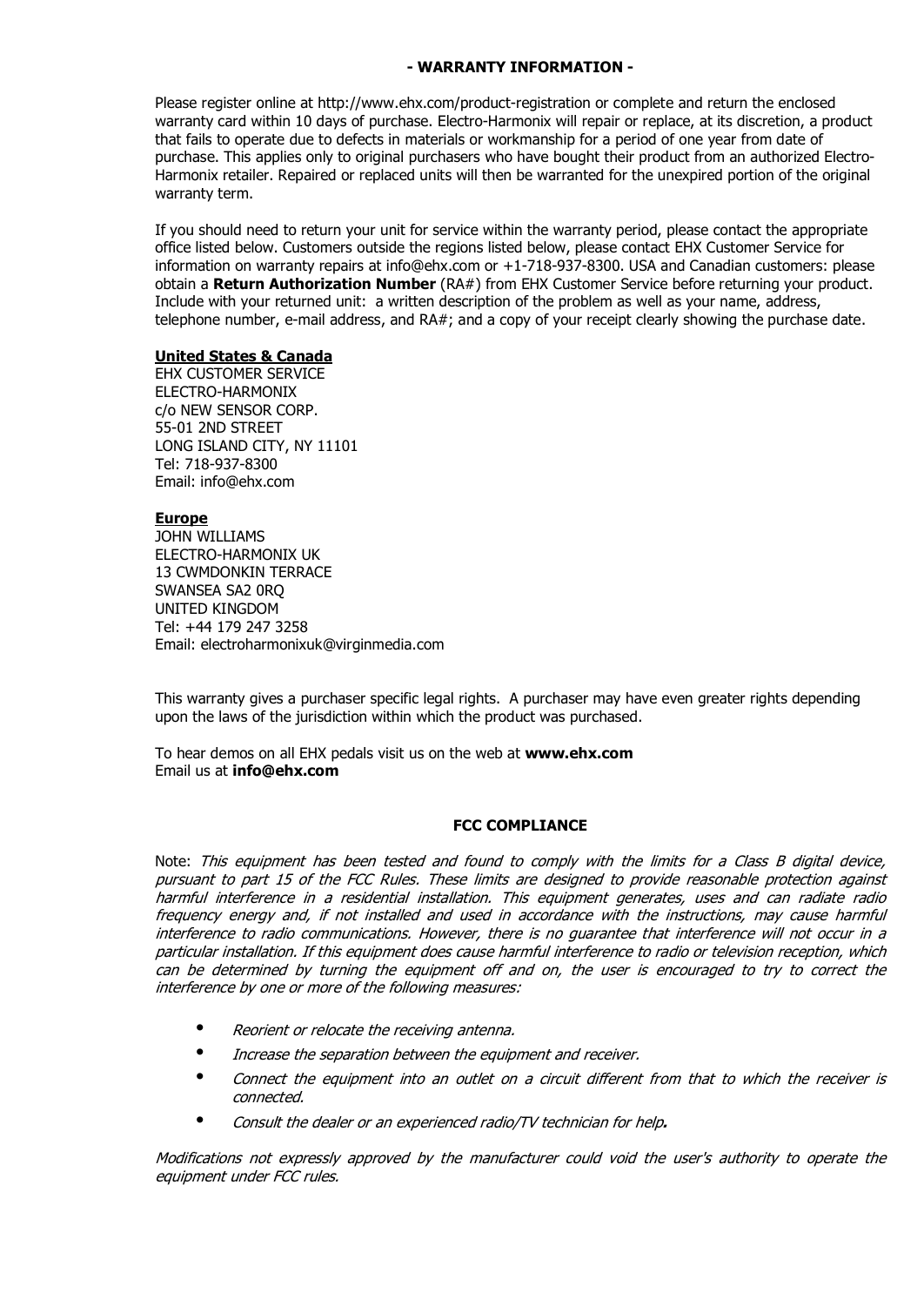## - WARRANTY INFORMATION -

Please register online at http://www.ehx.com/product-registration or complete and return the enclosed warranty card within 10 days of purchase. Electro-Harmonix will repair or replace, at its discretion, a product that fails to operate due to defects in materials or workmanship for a period of one year from date of purchase. This applies only to original purchasers who have bought their product from an authorized Electro-Harmonix retailer. Repaired or replaced units will then be warranted for the unexpired portion of the original warranty term.

If you should need to return your unit for service within the warranty period, please contact the appropriate office listed below. Customers outside the regions listed below, please contact EHX Customer Service for information on warranty repairs at info@ehx.com or +1-718-937-8300. USA and Canadian customers: please obtain a **Return Authorization Number** (RA#) from EHX Customer Service before returning your product. Include with your returned unit: a written description of the problem as well as your name, address, telephone number, e-mail address, and RA#; and a copy of your receipt clearly showing the purchase date.

**United States & Canada**
EHX CUSTOMER SERVICE
ELECTRO-HARMONIX
c/o NEW SENSOR CORP.
55-01 2ND STREET
LONG ISLAND CITY, NY 11101
Tel: 718-937-8300
Email: info@ehx.com

**Europe**
JOHN WILLIAMS
ELECTRO-HARMONIX UK
13 CWMDONKIN TERRACE
SWANSEA SA2 0RQ
UNITED KINGDOM
Tel: +44 179 247 3258
Email: electroharmonixuk@virginmedia.com

This warranty gives a purchaser specific legal rights. A purchaser may have even greater rights depending upon the laws of the jurisdiction within which the product was purchased.

To hear demos on all EHX pedals visit us on the web at **www.ehx.com**
Email us at **info@ehx.com**

## FCC COMPLIANCE

Note: *This equipment has been tested and found to comply with the limits for a Class B digital device, pursuant to part 15 of the FCC Rules. These limits are designed to provide reasonable protection against harmful interference in a residential installation. This equipment generates, uses and can radiate radio frequency energy and, if not installed and used in accordance with the instructions, may cause harmful interference to radio communications. However, there is no guarantee that interference will not occur in a particular installation. If this equipment does cause harmful interference to radio or television reception, which can be determined by turning the equipment off and on, the user is encouraged to try to correct the interference by one or more of the following measures:*

- *Reorient or relocate the receiving antenna.*
- *Increase the separation between the equipment and receiver.*
- *Connect the equipment into an outlet on a circuit different from that to which the receiver is connected.*
- *Consult the dealer or an experienced radio/TV technician for help.*

*Modifications not expressly approved by the manufacturer could void the user's authority to operate the equipment under FCC rules.*